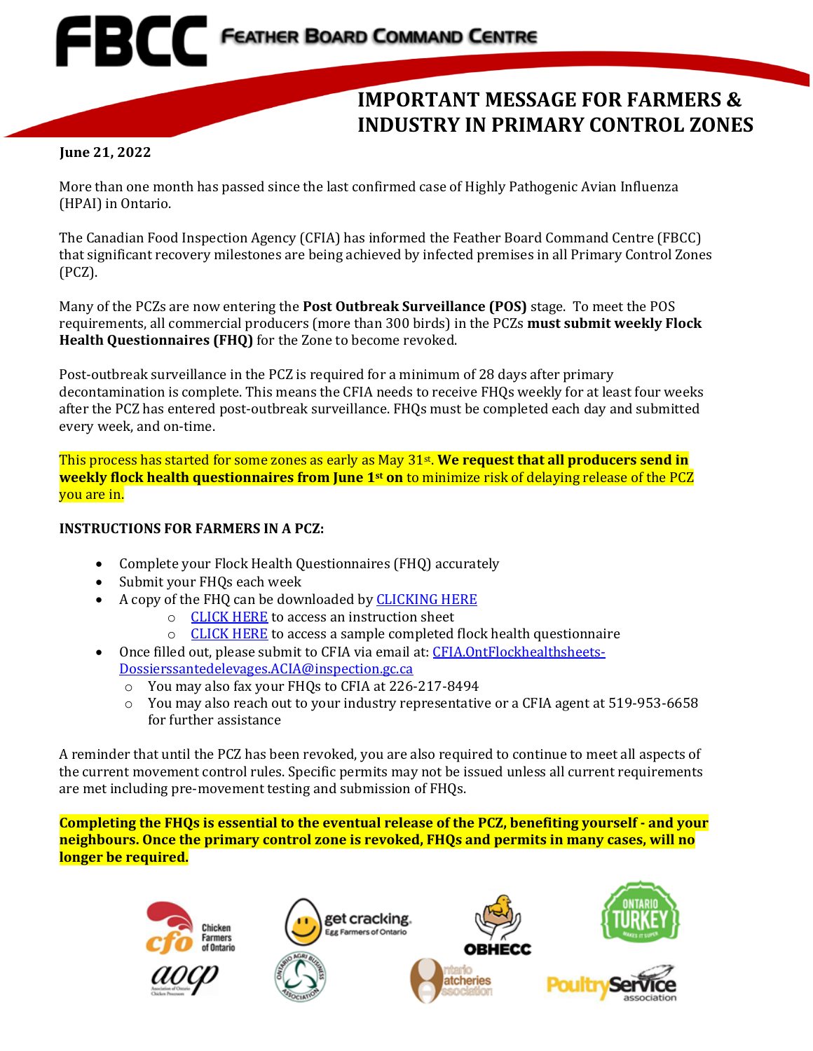# FBCC FEATHER BOARD COMMAND CENTRE

## IMPORTANT MESSAGE FOR FARMERS & INDUSTRY IN PRIMARY CONTROL ZONES

**June 21, 2022**

More than one month has passed since the last confirmed case of Highly Pathogenic Avian Influenza (HPAI) in Ontario.

The Canadian Food Inspection Agency (CFIA) has informed the Feather Board Command Centre (FBCC) that significant recovery milestones are being achieved by infected premises in all Primary Control Zones (PCZ).

Many of the PCZs are now entering the **Post Outbreak Surveillance (POS)** stage. To meet the POS requirements, all commercial producers (more than 300 birds) in the PCZs **must submit weekly Flock Health Questionnaires (FHQ)** for the Zone to become revoked.

Post-outbreak surveillance in the PCZ is required for a minimum of 28 days after primary decontamination is complete. This means the CFIA needs to receive FHQs weekly for at least four weeks after the PCZ has entered post-outbreak surveillance. FHQs must be completed each day and submitted every week, and on-time.

This process has started for some zones as early as May 31st. **We request that all producers send in weekly flock health questionnaires from June 1st on** to minimize risk of delaying release of the PCZ you are in.

**INSTRUCTIONS FOR FARMERS IN A PCZ:**

- Complete your Flock Health Questionnaires (FHQ) accurately
- Submit your FHQs each week
- A copy of the FHQ can be downloaded by CLICKING HERE
  - CLICK HERE to access an instruction sheet
  - CLICK HERE to access a sample completed flock health questionnaire
- Once filled out, please submit to CFIA via email at: CFIA.OntFlockhealthsheets-Dossierssantedelevages.ACIA@inspection.gc.ca
  - You may also fax your FHQs to CFIA at 226-217-8494
  - You may also reach out to your industry representative or a CFIA agent at 519-953-6658 for further assistance

A reminder that until the PCZ has been revoked, you are also required to continue to meet all aspects of the current movement control rules. Specific permits may not be issued unless all current requirements are met including pre-movement testing and submission of FHQs.

**Completing the FHQs is essential to the eventual release of the PCZ, benefiting yourself - and your neighbours. Once the primary control zone is revoked, FHQs and permits in many cases, will no longer be required.**

cfo Chicken Farmers of Ontario | get cracking Egg Farmers of Ontario | OBHECC | Ontario Turkey | aocp | Ontario Agri Business Association | Ontario Hatcheries Association | Poultry Service Association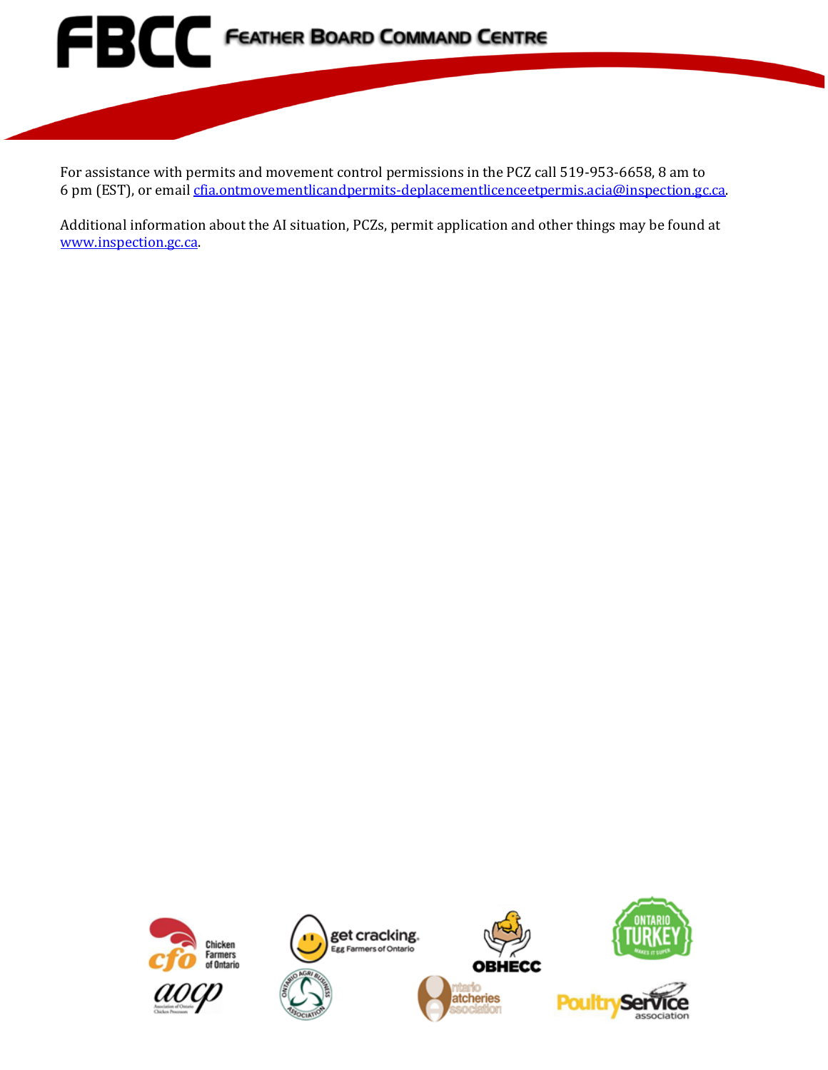For assistance with permits and movement control permissions in the PCZ call 519-953-6658, 8 am to 6 pm (EST), or email cfia.ontmovementlicandpermits-deplacementlicenceetpermis.acia@inspection.gc.ca.

Additional information about the AI situation, PCZs, permit application and other things may be found at www.inspection.gc.ca.